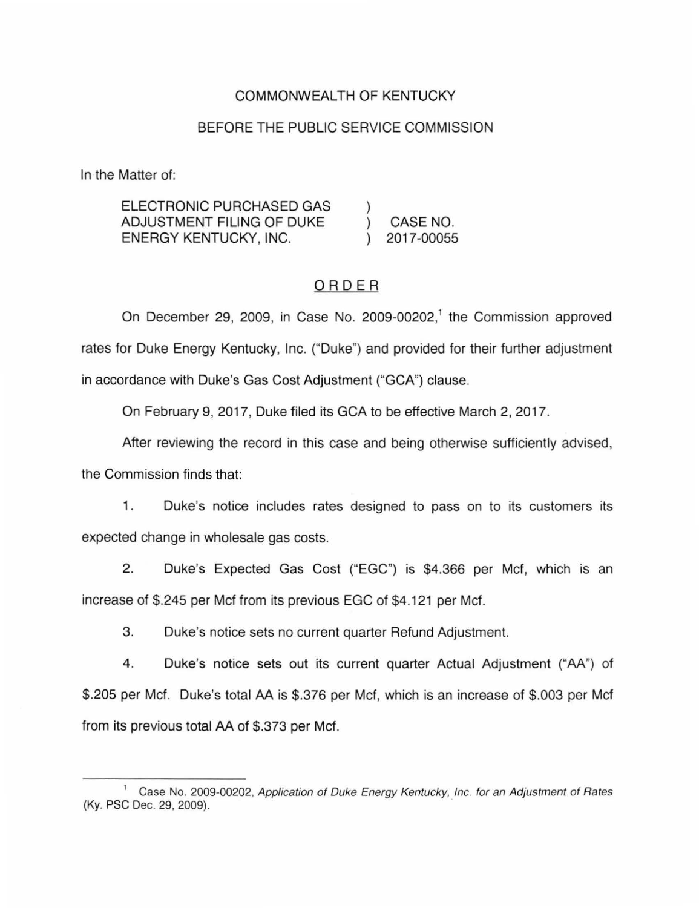COMMONWEALTH OF KENTUCKY

BEFORE THE PUBLIC SERVICE COMMISSION

In the Matter of:

| | | |
|---|---|---|
| ELECTRONIC PURCHASED GAS ADJUSTMENT FILING OF DUKE ENERGY KENTUCKY, INC. | ) ) ) | CASE NO. 2017-00055 |

# ORDER

On December 29, 2009, in Case No. 2009-00202,[1] the Commission approved rates for Duke Energy Kentucky, Inc. ("Duke") and provided for their further adjustment in accordance with Duke's Gas Cost Adjustment ("GCA") clause.

On February 9, 2017, Duke filed its GCA to be effective March 2, 2017.

After reviewing the record in this case and being otherwise sufficiently advised, the Commission finds that:

1. Duke's notice includes rates designed to pass on to its customers its expected change in wholesale gas costs.

2. Duke's Expected Gas Cost ("EGC") is $4.366 per Mcf, which is an increase of $.245 per Mcf from its previous EGC of $4.121 per Mcf.

3. Duke's notice sets no current quarter Refund Adjustment.

4. Duke's notice sets out its current quarter Actual Adjustment ("AA") of $.205 per Mcf. Duke's total AA is $.376 per Mcf, which is an increase of $.003 per Mcf from its previous total AA of $.373 per Mcf.

---

[1] Case No. 2009-00202, *Application of Duke Energy Kentucky, Inc. for an Adjustment of Rates* (Ky. PSC Dec. 29, 2009).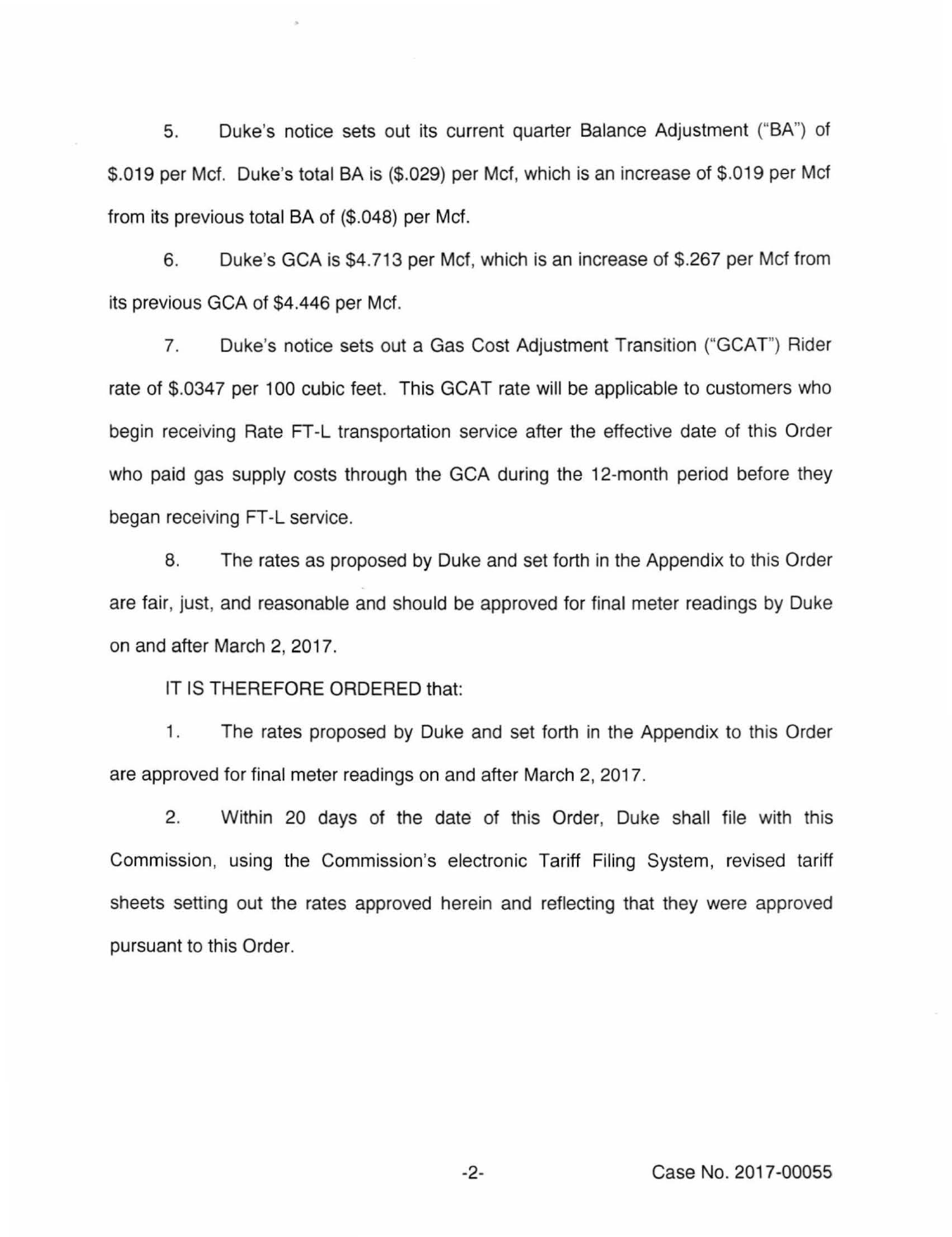5. Duke's notice sets out its current quarter Balance Adjustment ("BA") of $.019 per Mcf. Duke's total BA is ($.029) per Mcf, which is an increase of $.019 per Mcf from its previous total BA of ($.048) per Mcf.

6. Duke's GCA is $4.713 per Mcf, which is an increase of $.267 per Mcf from its previous GCA of $4.446 per Mcf.

7. Duke's notice sets out a Gas Cost Adjustment Transition ("GCAT") Rider rate of $.0347 per 100 cubic feet. This GCAT rate will be applicable to customers who begin receiving Rate FT-L transportation service after the effective date of this Order who paid gas supply costs through the GCA during the 12-month period before they began receiving FT-L service.

8. The rates as proposed by Duke and set forth in the Appendix to this Order are fair, just, and reasonable and should be approved for final meter readings by Duke on and after March 2, 2017.

IT IS THEREFORE ORDERED that:

1. The rates proposed by Duke and set forth in the Appendix to this Order are approved for final meter readings on and after March 2, 2017.

2. Within 20 days of the date of this Order, Duke shall file with this Commission, using the Commission's electronic Tariff Filing System, revised tariff sheets setting out the rates approved herein and reflecting that they were approved pursuant to this Order.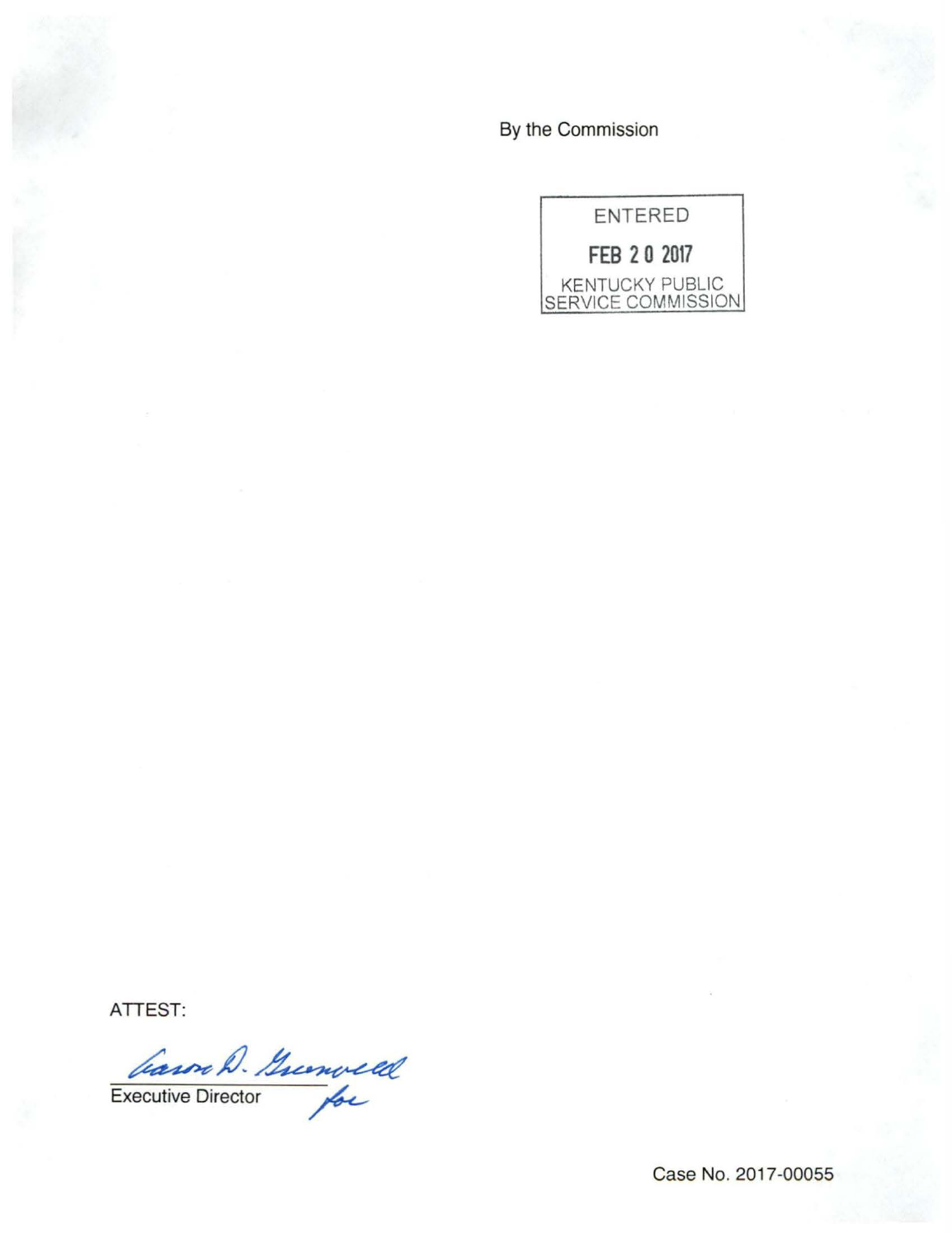By the Commission

ENTERED

FEB 20 2017

KENTUCKY PUBLIC SERVICE COMMISSION

ATTEST:

Gwen R. Pinson for

Executive Director

Case No. 2017-00055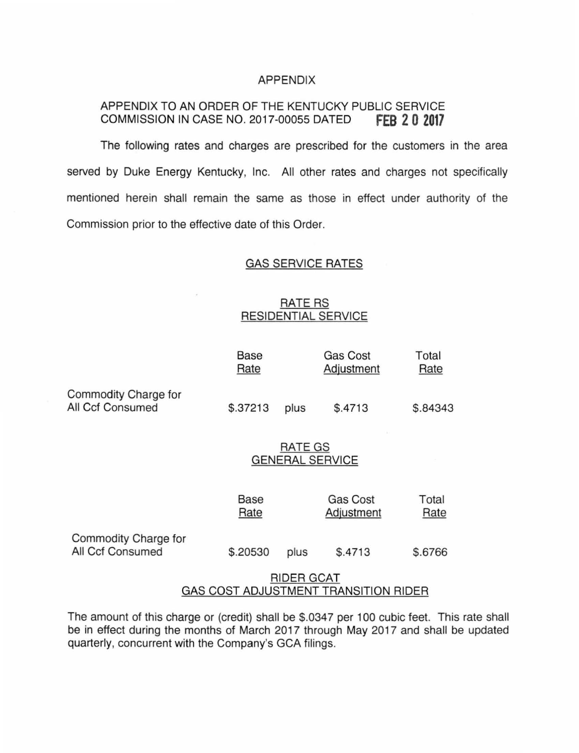# APPENDIX

APPENDIX TO AN ORDER OF THE KENTUCKY PUBLIC SERVICE COMMISSION IN CASE NO. 2017-00055 DATED **FEB 20 2017**

The following rates and charges are prescribed for the customers in the area served by Duke Energy Kentucky, Inc. All other rates and charges not specifically mentioned herein shall remain the same as those in effect under authority of the Commission prior to the effective date of this Order.

## GAS SERVICE RATES

### RATE RS
### RESIDENTIAL SERVICE

| | Base Rate | | Gas Cost Adjustment | Total Rate |
|---|---|---|---|---|
| Commodity Charge for All Ccf Consumed | \$.37213 | plus | \$.4713 | \$.84343 |

### RATE GS
### GENERAL SERVICE

| | Base Rate | | Gas Cost Adjustment | Total Rate |
|---|---|---|---|---|
| Commodity Charge for All Ccf Consumed | \$.20530 | plus | \$.4713 | \$.6766 |

### RIDER GCAT
### GAS COST ADJUSTMENT TRANSITION RIDER

The amount of this charge or (credit) shall be \$.0347 per 100 cubic feet. This rate shall be in effect during the months of March 2017 through May 2017 and shall be updated quarterly, concurrent with the Company's GCA filings.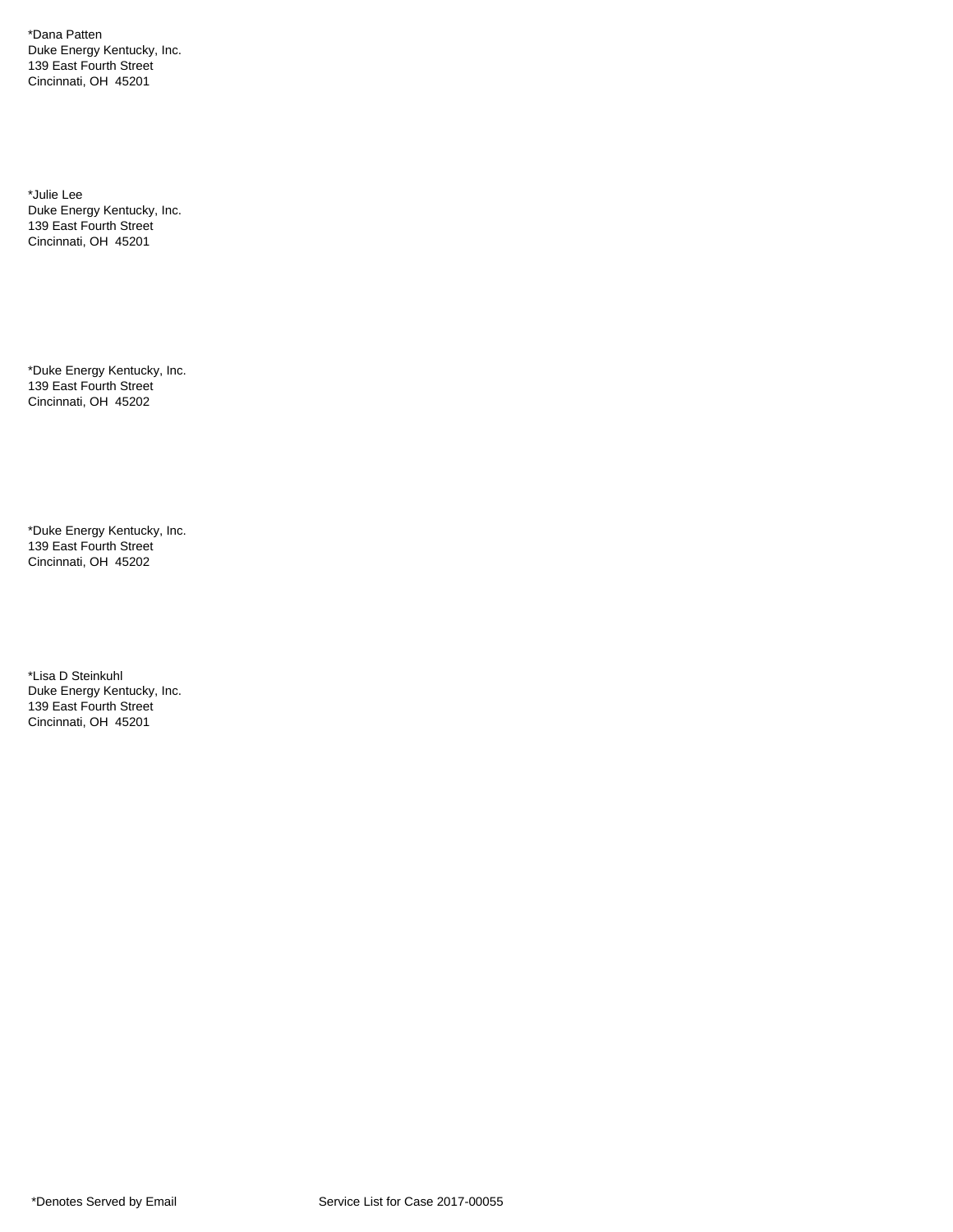*Dana Patten  
Duke Energy Kentucky, Inc.  
139 East Fourth Street  
Cincinnati, OH  45201

*Julie Lee  
Duke Energy Kentucky, Inc.  
139 East Fourth Street  
Cincinnati, OH  45201

*Duke Energy Kentucky, Inc.  
139 East Fourth Street  
Cincinnati, OH  45202

*Duke Energy Kentucky, Inc.  
139 East Fourth Street  
Cincinnati, OH  45202

*Lisa D Steinkuhl  
Duke Energy Kentucky, Inc.  
139 East Fourth Street  
Cincinnati, OH  45201